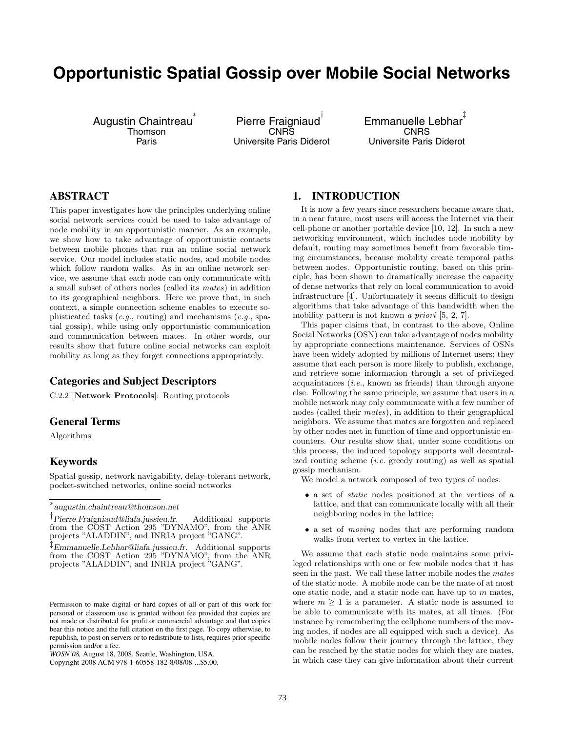# Opportunistic Spatial Gossip over Mobile Social Networks

Augustin Chaintreau[*]
Thomson
Paris

Pierre Fraigniaud[†]
CNRS
Universite Paris Diderot

Emmanuelle Lebhar[‡]
CNRS
Universite Paris Diderot

## ABSTRACT

This paper investigates how the principles underlying online social network services could be used to take advantage of node mobility in an opportunistic manner. As an example, we show how to take advantage of opportunistic contacts between mobile phones that run an online social network service. Our model includes static nodes, and mobile nodes which follow random walks. As in an online network service, we assume that each node can only communicate with a small subset of others nodes (called its *mates*) in addition to its geographical neighbors. Here we prove that, in such context, a simple connection scheme enables to execute sophisticated tasks (*e.g.*, routing) and mechanisms (*e.g.*, spatial gossip), while using only opportunistic communication and communication between mates. In other words, our results show that future online social networks can exploit mobility as long as they forget connections appropriately.

### Categories and Subject Descriptors

C.2.2 [**Network Protocols**]: Routing protocols

### General Terms

Algorithms

### Keywords

Spatial gossip, network navigability, delay-tolerant network, pocket-switched networks, online social networks

[*] *augustin.chaintreau@thomson.net*

[†] *Pierre.Fraigniaud@liafa.jussieu.fr.* Additional supports from the COST Action 295 "DYNAMO", from the ANR projects "ALADDIN", and INRIA project "GANG".

[‡] *Emmanuelle.Lebhar@liafa.jussieu.fr.* Additional supports from the COST Action 295 "DYNAMO", from the ANR projects "ALADDIN", and INRIA project "GANG".

Permission to make digital or hard copies of all or part of this work for personal or classroom use is granted without fee provided that copies are not made or distributed for profit or commercial advantage and that copies bear this notice and the full citation on the first page. To copy otherwise, to republish, to post on servers or to redistribute to lists, requires prior specific permission and/or a fee.
*WOSN'08,* August 18, 2008, Seattle, Washington, USA.
Copyright 2008 ACM 978-1-60558-182-8/08/08 ...$5.00.

## 1. INTRODUCTION

It is now a few years since researchers became aware that, in a near future, most users will access the Internet via their cell-phone or another portable device [10, 12]. In such a new networking environment, which includes node mobility by default, routing may sometimes benefit from favorable timing circumstances, because mobility create temporal paths between nodes. Opportunistic routing, based on this principle, has been shown to dramatically increase the capacity of dense networks that rely on local communication to avoid infrastructure [4]. Unfortunately it seems difficult to design algorithms that take advantage of this bandwidth when the mobility pattern is not known *a priori* [5, 2, 7].

This paper claims that, in contrast to the above, Online Social Networks (OSN) can take advantage of nodes mobility by appropriate connections maintenance. Services of OSNs have been widely adopted by millions of Internet users; they assume that each person is more likely to publish, exchange, and retrieve some information through a set of privileged acquaintances (*i.e.*, known as friends) than through anyone else. Following the same principle, we assume that users in a mobile network may only communicate with a few number of nodes (called their *mates*), in addition to their geographical neighbors. We assume that mates are forgotten and replaced by other nodes met in function of time and opportunistic encounters. Our results show that, under some conditions on this process, the induced topology supports well decentralized routing scheme (*i.e.* greedy routing) as well as spatial gossip mechanism.

We model a network composed of two types of nodes:

- a set of *static* nodes positioned at the vertices of a lattice, and that can communicate locally with all their neighboring nodes in the lattice;
- a set of *moving* nodes that are performing random walks from vertex to vertex in the lattice.

We assume that each static node maintains some privileged relationships with one or few mobile nodes that it has seen in the past. We call these latter mobile nodes the *mates* of the static node. A mobile node can be the mate of at most one static node, and a static node can have up to $m$ mates, where $m \geq 1$ is a parameter. A static node is assumed to be able to communicate with its mates, at all times. (For instance by remembering the cellphone numbers of the moving nodes, if nodes are all equipped with such a device). As mobile nodes follow their journey through the lattice, they can be reached by the static nodes for which they are mates, in which case they can give information about their current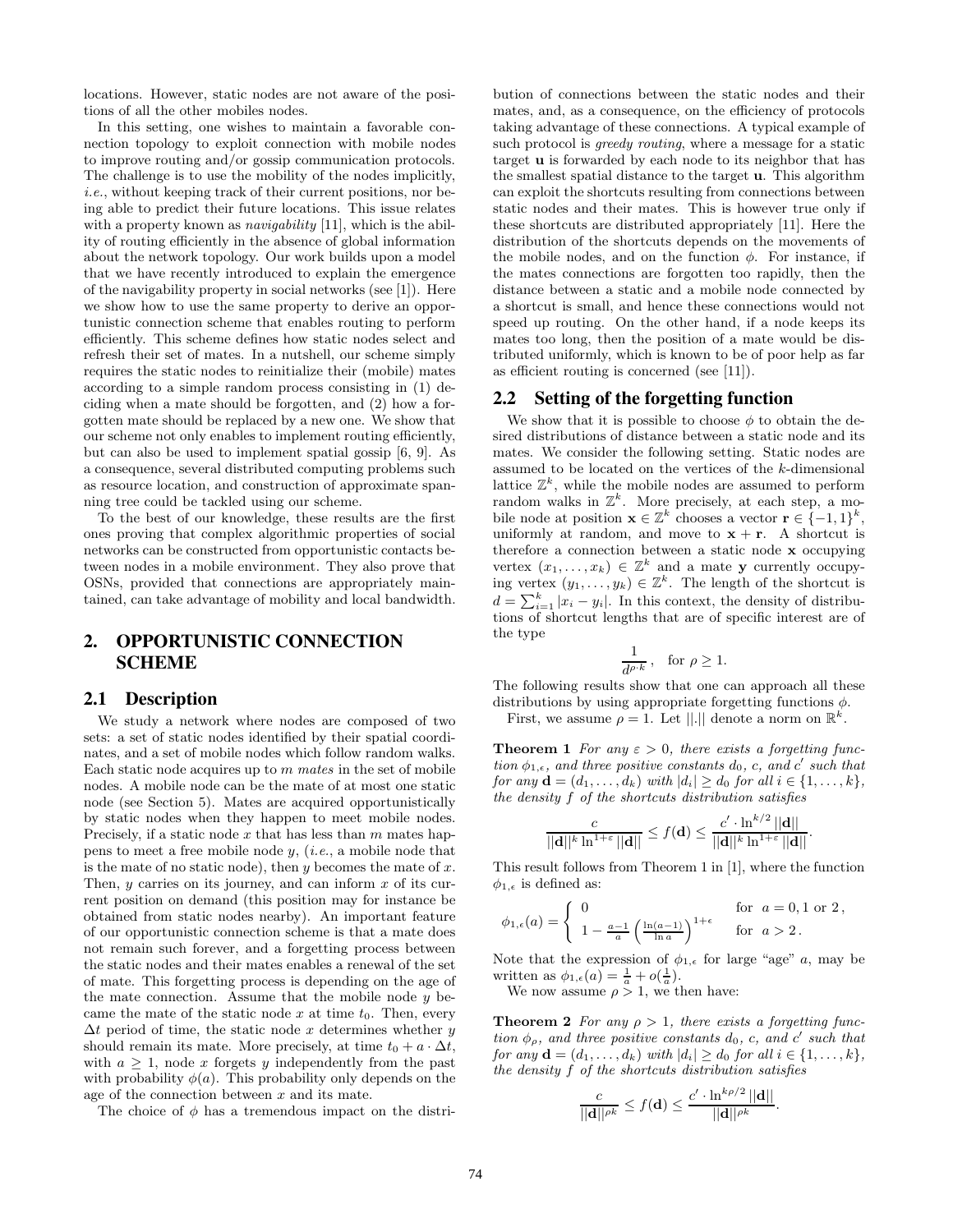locations. However, static nodes are not aware of the positions of all the other mobiles nodes.

In this setting, one wishes to maintain a favorable connection topology to exploit connection with mobile nodes to improve routing and/or gossip communication protocols. The challenge is to use the mobility of the nodes implicitly, *i.e.*, without keeping track of their current positions, nor being able to predict their future locations. This issue relates with a property known as *navigability* [11], which is the ability of routing efficiently in the absence of global information about the network topology. Our work builds upon a model that we have recently introduced to explain the emergence of the navigability property in social networks (see [1]). Here we show how to use the same property to derive an opportunistic connection scheme that enables routing to perform efficiently. This scheme defines how static nodes select and refresh their set of mates. In a nutshell, our scheme simply requires the static nodes to reinitialize their (mobile) mates according to a simple random process consisting in (1) deciding when a mate should be forgotten, and (2) how a forgotten mate should be replaced by a new one. We show that our scheme not only enables to implement routing efficiently, but can also be used to implement spatial gossip [6, 9]. As a consequence, several distributed computing problems such as resource location, and construction of approximate spanning tree could be tackled using our scheme.

To the best of our knowledge, these results are the first ones proving that complex algorithmic properties of social networks can be constructed from opportunistic contacts between nodes in a mobile environment. They also prove that OSNs, provided that connections are appropriately maintained, can take advantage of mobility and local bandwidth.

## 2. OPPORTUNISTIC CONNECTION SCHEME

### 2.1 Description

We study a network where nodes are composed of two sets: a set of static nodes identified by their spatial coordinates, and a set of mobile nodes which follow random walks. Each static node acquires up to $m$ *mates* in the set of mobile nodes. A mobile node can be the mate of at most one static node (see Section 5). Mates are acquired opportunistically by static nodes when they happen to meet mobile nodes. Precisely, if a static node $x$ that has less than $m$ mates happens to meet a free mobile node $y$, (*i.e.*, a mobile node that is the mate of no static node), then $y$ becomes the mate of $x$. Then, $y$ carries on its journey, and can inform $x$ of its current position on demand (this position may for instance be obtained from static nodes nearby). An important feature of our opportunistic connection scheme is that a mate does not remain such forever, and a forgetting process between the static nodes and their mates enables a renewal of the set of mate. This forgetting process is depending on the age of the mate connection. Assume that the mobile node $y$ became the mate of the static node $x$ at time $t_0$. Then, every $\Delta t$ period of time, the static node $x$ determines whether $y$ should remain its mate. More precisely, at time $t_0 + a \cdot \Delta t$, with $a \geq 1$, node $x$ forgets $y$ independently from the past with probability $\phi(a)$. This probability only depends on the age of the connection between $x$ and its mate.

The choice of $\phi$ has a tremendous impact on the distribution of connections between the static nodes and their mates, and, as a consequence, on the efficiency of protocols taking advantage of these connections. A typical example of such protocol is *greedy routing*, where a message for a static target $\mathbf{u}$ is forwarded by each node to its neighbor that has the smallest spatial distance to the target $\mathbf{u}$. This algorithm can exploit the shortcuts resulting from connections between static nodes and their mates. This is however true only if these shortcuts are distributed appropriately [11]. Here the distribution of the shortcuts depends on the movements of the mobile nodes, and on the function $\phi$. For instance, if the mates connections are forgotten too rapidly, then the distance between a static and a mobile node connected by a shortcut is small, and hence these connections would not speed up routing. On the other hand, if a node keeps its mates too long, then the position of a mate would be distributed uniformly, which is known to be of poor help as far as efficient routing is concerned (see [11]).

### 2.2 Setting of the forgetting function

We show that it is possible to choose $\phi$ to obtain the desired distributions of distance between a static node and its mates. We consider the following setting. Static nodes are assumed to be located on the vertices of the $k$-dimensional lattice $\mathbb{Z}^k$, while the mobile nodes are assumed to perform random walks in $\mathbb{Z}^k$. More precisely, at each step, a mobile node at position $\mathbf{x} \in \mathbb{Z}^k$ chooses a vector $\mathbf{r} \in \{-1, 1\}^k$, uniformly at random, and move to $\mathbf{x} + \mathbf{r}$. A shortcut is therefore a connection between a static node $\mathbf{x}$ occupying vertex $(x_1, \ldots, x_k) \in \mathbb{Z}^k$ and a mate $\mathbf{y}$ currently occupying vertex $(y_1, \ldots, y_k) \in \mathbb{Z}^k$. The length of the shortcut is $d = \sum_{i=1}^{k} |x_i - y_i|$. In this context, the density of distributions of shortcut lengths that are of specific interest are of the type

$$\frac{1}{d^{\rho \cdot k}}, \quad \text{for } \rho \geq 1.$$

The following results show that one can approach all these distributions by using appropriate forgetting functions $\phi$.

First, we assume $\rho = 1$. Let $||.||$ denote a norm on $\mathbb{R}^k$.

**Theorem 1** *For any $\varepsilon > 0$, there exists a forgetting function $\phi_{1,\epsilon}$, and three positive constants $d_0$, $c$, and $c'$ such that for any $\mathbf{d} = (d_1, \ldots, d_k)$ with $|d_i| \geq d_0$ for all $i \in \{1, \ldots, k\}$, the density $f$ of the shortcuts distribution satisfies*

$$\frac{c}{||\mathbf{d}||^k \ln^{1+\varepsilon} ||\mathbf{d}||} \leq f(\mathbf{d}) \leq \frac{c' \cdot \ln^{k/2} ||\mathbf{d}||}{||\mathbf{d}||^k \ln^{1+\varepsilon} ||\mathbf{d}||}.$$

This result follows from Theorem 1 in [1], where the function $\phi_{1,\epsilon}$ is defined as:

$$\phi_{1,\epsilon}(a) = \begin{cases} 0 & \text{for } a = 0, 1 \text{ or } 2\,, \\ 1 - \frac{a-1}{a}\left(\frac{\ln(a-1)}{\ln a}\right)^{1+\epsilon} & \text{for } a > 2\,. \end{cases}$$

Note that the expression of $\phi_{1,\epsilon}$ for large "age" $a$, may be written as $\phi_{1,\epsilon}(a) = \frac{1}{a} + o(\frac{1}{a})$.

We now assume $\rho > 1$, we then have:

**Theorem 2** *For any $\rho > 1$, there exists a forgetting function $\phi_\rho$, and three positive constants $d_0$, $c$, and $c'$ such that for any $\mathbf{d} = (d_1, \ldots, d_k)$ with $|d_i| \geq d_0$ for all $i \in \{1, \ldots, k\}$, the density $f$ of the shortcuts distribution satisfies*

$$\frac{c}{||\mathbf{d}||^{\rho k}} \leq f(\mathbf{d}) \leq \frac{c' \cdot \ln^{k\rho/2} ||\mathbf{d}||}{||\mathbf{d}||^{\rho k}}.$$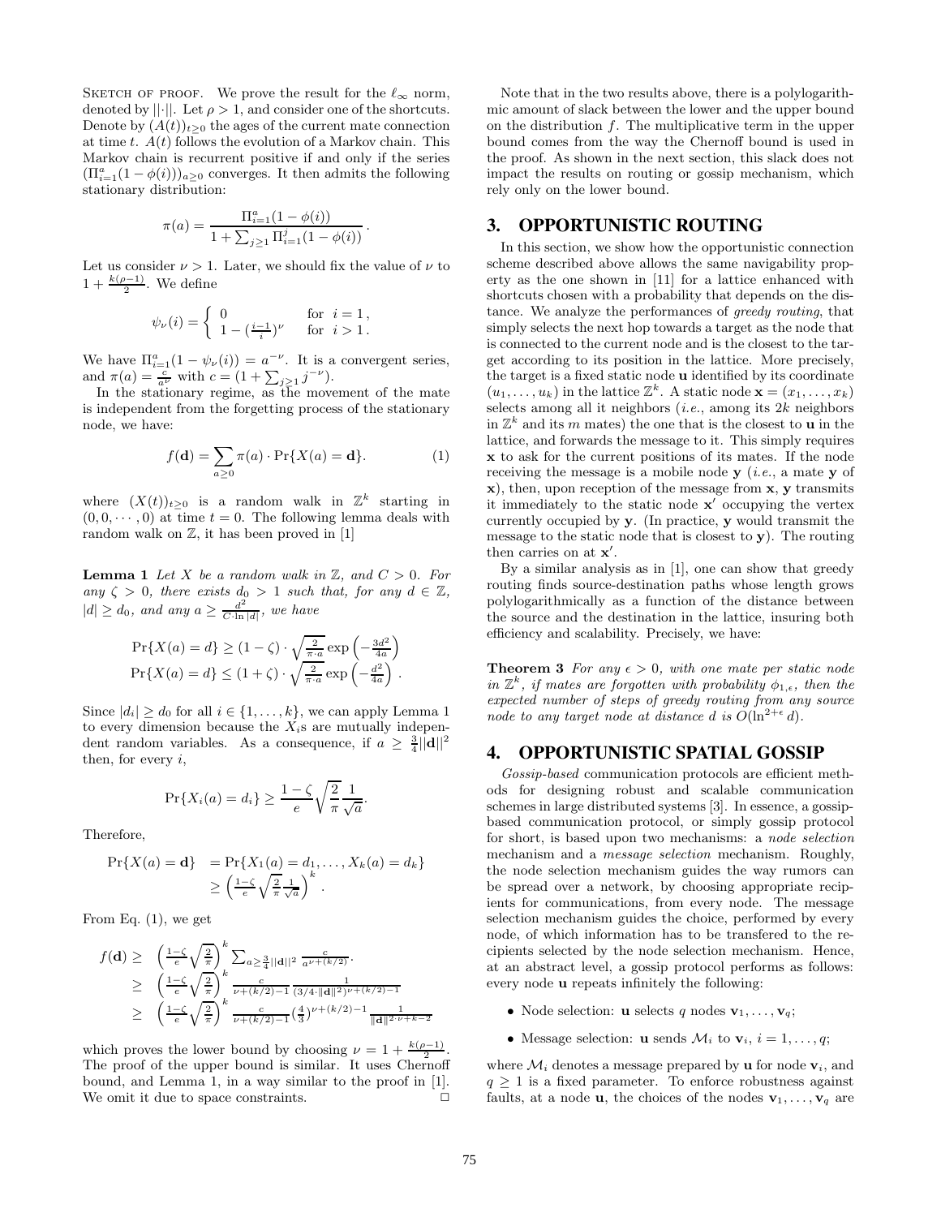SKETCH OF PROOF. We prove the result for the $\ell_\infty$ norm, denoted by $||\cdot||$. Let $\rho > 1$, and consider one of the shortcuts. Denote by $(A(t))_{t\geq 0}$ the ages of the current mate connection at time $t$. $A(t)$ follows the evolution of a Markov chain. This Markov chain is recurrent positive if and only if the series $(\Pi_{i=1}^{a}(1-\phi(i)))_{a\geq 0}$ converges. It then admits the following stationary distribution:

$$\pi(a) = \frac{\Pi_{i=1}^{a}(1-\phi(i))}{1+\sum_{j\geq 1}\Pi_{i=1}^{j}(1-\phi(i))}.$$

Let us consider $\nu > 1$. Later, we should fix the value of $\nu$ to $1 + \frac{k(\rho-1)}{2}$. We define

$$\psi_\nu(i) = \begin{cases} 0 & \text{for } i = 1, \\ 1 - (\frac{i-1}{i})^\nu & \text{for } i > 1. \end{cases}$$

We have $\Pi_{i=1}^{a}(1-\psi_\nu(i)) = a^{-\nu}$. It is a convergent series, and $\pi(a) = \frac{c}{a^\nu}$ with $c = (1+\sum_{j\geq 1} j^{-\nu})$.

In the stationary regime, as the movement of the mate is independent from the forgetting process of the stationary node, we have:

$$f(\mathbf{d}) = \sum_{a\geq 0} \pi(a) \cdot \Pr\{X(a) = \mathbf{d}\}. \quad (1)$$

where $(X(t))_{t\geq 0}$ is a random walk in $\mathbb{Z}^k$ starting in $(0, 0, \cdots, 0)$ at time $t = 0$. The following lemma deals with random walk on $\mathbb{Z}$, it has been proved in [1]

**Lemma 1** *Let $X$ be a random walk in $\mathbb{Z}$, and $C > 0$. For any $\zeta > 0$, there exists $d_0 > 1$ such that, for any $d \in \mathbb{Z}$, $|d| \geq d_0$, and any $a \geq \frac{d^2}{C\cdot \ln |d|}$, we have*

$$\Pr\{X(a) = d\} \geq (1-\zeta)\cdot\sqrt{\tfrac{2}{\pi\cdot a}}\exp\left(-\tfrac{3d^2}{4a}\right)$$
$$\Pr\{X(a) = d\} \leq (1+\zeta)\cdot\sqrt{\tfrac{2}{\pi\cdot a}}\exp\left(-\tfrac{d^2}{4a}\right).$$

Since $|d_i| \geq d_0$ for all $i \in \{1, \ldots, k\}$, we can apply Lemma 1 to every dimension because the $X_i$s are mutually independent random variables. As a consequence, if $a \geq \frac{3}{4}||\mathbf{d}||^2$ then, for every $i$,

$$\Pr\{X_i(a) = d_i\} \geq \frac{1-\zeta}{e}\sqrt{\frac{2}{\pi}}\frac{1}{\sqrt{a}}.$$

Therefore,

$$\begin{aligned}\Pr\{X(a) = \mathbf{d}\} &= \Pr\{X_1(a) = d_1, \ldots, X_k(a) = d_k\} \\ &\geq \left(\tfrac{1-\zeta}{e}\sqrt{\tfrac{2}{\pi}}\tfrac{1}{\sqrt{a}}\right)^k.\end{aligned}$$

From Eq. (1), we get

$$\begin{aligned} f(\mathbf{d}) &\geq \left(\tfrac{1-\zeta}{e}\sqrt{\tfrac{2}{\pi}}\right)^k \textstyle\sum_{a\geq\frac{3}{4}||\mathbf{d}||^2} \tfrac{c}{a^{\nu+(k/2)}}. \\ &\geq \left(\tfrac{1-\zeta}{e}\sqrt{\tfrac{2}{\pi}}\right)^k \tfrac{c}{\nu+(k/2)-1}\tfrac{1}{(3/4\cdot\|\mathbf{d}\|^2)^{\nu+(k/2)-1}} \\ &\geq \left(\tfrac{1-\zeta}{e}\sqrt{\tfrac{2}{\pi}}\right)^k \tfrac{c}{\nu+(k/2)-1}(\tfrac{4}{3})^{\nu+(k/2)-1}\tfrac{1}{\|\mathbf{d}\|^{2\cdot\nu+k-2}} \end{aligned}$$

which proves the lower bound by choosing $\nu = 1 + \frac{k(\rho-1)}{2}$. The proof of the upper bound is similar. It uses Chernoff bound, and Lemma 1, in a way similar to the proof in [1]. We omit it due to space constraints. □

Note that in the two results above, there is a polylogarithmic amount of slack between the lower and the upper bound on the distribution $f$. The multiplicative term in the upper bound comes from the way the Chernoff bound is used in the proof. As shown in the next section, this slack does not impact the results on routing or gossip mechanism, which rely only on the lower bound.

## 3. OPPORTUNISTIC ROUTING

In this section, we show how the opportunistic connection scheme described above allows the same navigability property as the one shown in [11] for a lattice enhanced with shortcuts chosen with a probability that depends on the distance. We analyze the performances of *greedy routing*, that simply selects the next hop towards a target as the node that is connected to the current node and is the closest to the target according to its position in the lattice. More precisely, the target is a fixed static node $\mathbf{u}$ identified by its coordinate $(u_1, \ldots, u_k)$ in the lattice $\mathbb{Z}^k$. A static node $\mathbf{x} = (x_1, \ldots, x_k)$ selects among all it neighbors (*i.e.*, among its $2k$ neighbors in $\mathbb{Z}^k$ and its $m$ mates) the one that is the closest to $\mathbf{u}$ in the lattice, and forwards the message to it. This simply requires $\mathbf{x}$ to ask for the current positions of its mates. If the node receiving the message is a mobile node $\mathbf{y}$ (*i.e.*, a mate $\mathbf{y}$ of $\mathbf{x}$), then, upon reception of the message from $\mathbf{x}$, $\mathbf{y}$ transmits it immediately to the static node $\mathbf{x}'$ occupying the vertex currently occupied by $\mathbf{y}$. (In practice, $\mathbf{y}$ would transmit the message to the static node that is closest to $\mathbf{y}$). The routing then carries on at $\mathbf{x}'$.

By a similar analysis as in [1], one can show that greedy routing finds source-destination paths whose length grows polylogarithmically as a function of the distance between the source and the destination in the lattice, insuring both efficiency and scalability. Precisely, we have:

**Theorem 3** *For any $\epsilon > 0$, with one mate per static node in $\mathbb{Z}^k$, if mates are forgotten with probability $\phi_{1,\epsilon}$, then the expected number of steps of greedy routing from any source node to any target node at distance $d$ is $O(\ln^{2+\epsilon} d)$.*

## 4. OPPORTUNISTIC SPATIAL GOSSIP

*Gossip-based* communication protocols are efficient methods for designing robust and scalable communication schemes in large distributed systems [3]. In essence, a gossip-based communication protocol, or simply gossip protocol for short, is based upon two mechanisms: a *node selection* mechanism and a *message selection* mechanism. Roughly, the node selection mechanism guides the way rumors can be spread over a network, by choosing appropriate recipients for communications, from every node. The message selection mechanism guides the choice, performed by every node, of which information has to be transfered to the recipients selected by the node selection mechanism. Hence, at an abstract level, a gossip protocol performs as follows: every node $\mathbf{u}$ repeats infinitely the following:

- Node selection: $\mathbf{u}$ selects $q$ nodes $\mathbf{v}_1, \ldots, \mathbf{v}_q$;
- Message selection: $\mathbf{u}$ sends $\mathcal{M}_i$ to $\mathbf{v}_i$, $i = 1, \ldots, q$;

where $\mathcal{M}_i$ denotes a message prepared by $\mathbf{u}$ for node $\mathbf{v}_i$, and $q \geq 1$ is a fixed parameter. To enforce robustness against faults, at a node $\mathbf{u}$, the choices of the nodes $\mathbf{v}_1, \ldots, \mathbf{v}_q$ are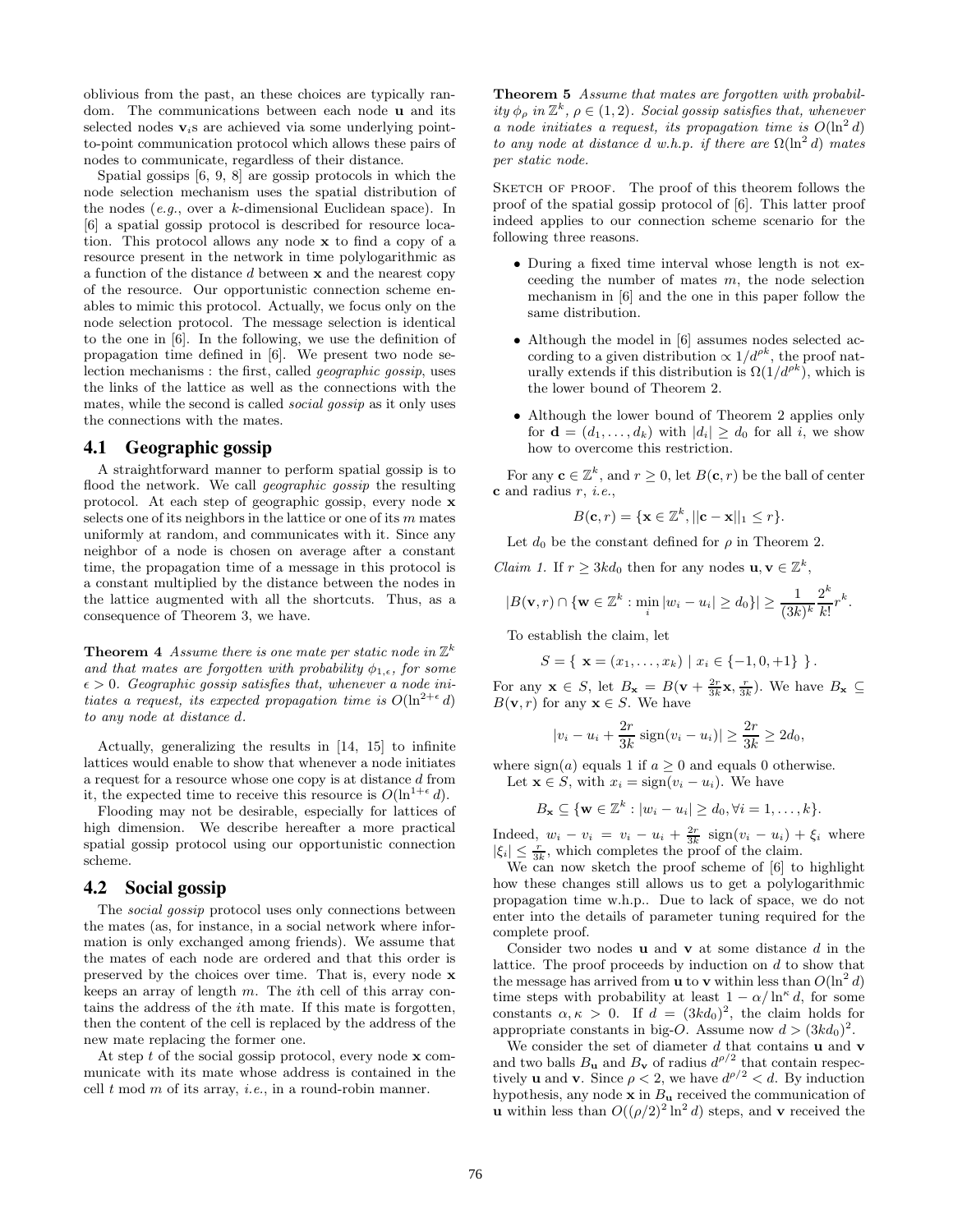oblivious from the past, an these choices are typically random. The communications between each node $\mathbf{u}$ and its selected nodes $\mathbf{v}_i$s are achieved via some underlying point-to-point communication protocol which allows these pairs of nodes to communicate, regardless of their distance.

Spatial gossips [6, 9, 8] are gossip protocols in which the node selection mechanism uses the spatial distribution of the nodes (*e.g.*, over a $k$-dimensional Euclidean space). In [6] a spatial gossip protocol is described for resource location. This protocol allows any node $\mathbf{x}$ to find a copy of a resource present in the network in time polylogarithmic as a function of the distance $d$ between $\mathbf{x}$ and the nearest copy of the resource. Our opportunistic connection scheme enables to mimic this protocol. Actually, we focus only on the node selection protocol. The message selection is identical to the one in [6]. In the following, we use the definition of propagation time defined in [6]. We present two node selection mechanisms : the first, called *geographic gossip*, uses the links of the lattice as well as the connections with the mates, while the second is called *social gossip* as it only uses the connections with the mates.

## 4.1 Geographic gossip

A straightforward manner to perform spatial gossip is to flood the network. We call *geographic gossip* the resulting protocol. At each step of geographic gossip, every node $\mathbf{x}$ selects one of its neighbors in the lattice or one of its $m$ mates uniformly at random, and communicates with it. Since any neighbor of a node is chosen on average after a constant time, the propagation time of a message in this protocol is a constant multiplied by the distance between the nodes in the lattice augmented with all the shortcuts. Thus, as a consequence of Theorem 3, we have.

**Theorem 4** *Assume there is one mate per static node in $\mathbb{Z}^k$ and that mates are forgotten with probability $\phi_{1,\epsilon}$, for some $\epsilon > 0$. Geographic gossip satisfies that, whenever a node initiates a request, its expected propagation time is $O(\ln^{2+\epsilon} d)$ to any node at distance $d$.*

Actually, generalizing the results in [14, 15] to infinite lattices would enable to show that whenever a node initiates a request for a resource whose one copy is at distance $d$ from it, the expected time to receive this resource is $O(\ln^{1+\epsilon} d)$.

Flooding may not be desirable, especially for lattices of high dimension. We describe hereafter a more practical spatial gossip protocol using our opportunistic connection scheme.

## 4.2 Social gossip

The *social gossip* protocol uses only connections between the mates (as, for instance, in a social network where information is only exchanged among friends). We assume that the mates of each node are ordered and that this order is preserved by the choices over time. That is, every node $\mathbf{x}$ keeps an array of length $m$. The $i$th cell of this array contains the address of the $i$th mate. If this mate is forgotten, then the content of the cell is replaced by the address of the new mate replacing the former one.

At step $t$ of the social gossip protocol, every node $\mathbf{x}$ communicate with its mate whose address is contained in the cell $t \bmod m$ of its array, *i.e.*, in a round-robin manner.

**Theorem 5** *Assume that mates are forgotten with probability $\phi_\rho$ in $\mathbb{Z}^k$, $\rho \in (1, 2)$. Social gossip satisfies that, whenever a node initiates a request, its propagation time is $O(\ln^2 d)$ to any node at distance $d$ w.h.p. if there are $\Omega(\ln^2 d)$ mates per static node.*

Sketch of proof. The proof of this theorem follows the proof of the spatial gossip protocol of [6]. This latter proof indeed applies to our connection scheme scenario for the following three reasons.

- During a fixed time interval whose length is not exceeding the number of mates $m$, the node selection mechanism in [6] and the one in this paper follow the same distribution.
- Although the model in [6] assumes nodes selected according to a given distribution $\propto 1/d^{\rho k}$, the proof naturally extends if this distribution is $\Omega(1/d^{\rho k})$, which is the lower bound of Theorem 2.
- Although the lower bound of Theorem 2 applies only for $\mathbf{d} = (d_1, \ldots, d_k)$ with $|d_i| \geq d_0$ for all $i$, we show how to overcome this restriction.

For any $\mathbf{c} \in \mathbb{Z}^k$, and $r \geq 0$, let $B(\mathbf{c}, r)$ be the ball of center $\mathbf{c}$ and radius $r$, *i.e.*,

$$B(\mathbf{c}, r) = \{\mathbf{x} \in \mathbb{Z}^k, ||\mathbf{c} - \mathbf{x}||_1 \leq r\}.$$

Let $d_0$ be the constant defined for $\rho$ in Theorem 2.

*Claim 1.* If $r \geq 3kd_0$ then for any nodes $\mathbf{u}, \mathbf{v} \in \mathbb{Z}^k$,

$$|B(\mathbf{v}, r) \cap \{\mathbf{w} \in \mathbb{Z}^k : \min_i |w_i - u_i| \geq d_0\}| \geq \frac{1}{(3k)^k} \frac{2^k}{k!} r^k.$$

To establish the claim, let

$$S = \{ \ \mathbf{x} = (x_1, \ldots, x_k) \mid x_i \in \{-1, 0, +1\} \ \}.$$

For any $\mathbf{x} \in S$, let $B_\mathbf{x} = B(\mathbf{v} + \frac{2r}{3k}\mathbf{x}, \frac{r}{3k})$. We have $B_\mathbf{x} \subseteq B(\mathbf{v}, r)$ for any $\mathbf{x} \in S$. We have

$$|v_i - u_i + \frac{2r}{3k} \operatorname{sign}(v_i - u_i)| \geq \frac{2r}{3k} \geq 2d_0,$$

where $\operatorname{sign}(a)$ equals 1 if $a \geq 0$ and equals 0 otherwise.

Let $\mathbf{x} \in S$, with $x_i = \operatorname{sign}(v_i - u_i)$. We have

$$B_\mathbf{x} \subseteq \{\mathbf{w} \in \mathbb{Z}^k : |w_i - u_i| \geq d_0, \forall i = 1, \ldots, k\}.$$

Indeed, $w_i - v_i = v_i - u_i + \frac{2r}{3k} \operatorname{sign}(v_i - u_i) + \xi_i$ where $|\xi_i| \leq \frac{r}{3k}$, which completes the proof of the claim.

We can now sketch the proof scheme of [6] to highlight how these changes still allows us to get a polylogarithmic propagation time w.h.p.. Due to lack of space, we do not enter into the details of parameter tuning required for the complete proof.

Consider two nodes $\mathbf{u}$ and $\mathbf{v}$ at some distance $d$ in the lattice. The proof proceeds by induction on $d$ to show that the message has arrived from $\mathbf{u}$ to $\mathbf{v}$ within less than $O(\ln^2 d)$ time steps with probability at least $1 - \alpha/\ln^\kappa d$, for some constants $\alpha, \kappa > 0$. If $d = (3kd_0)^2$, the claim holds for appropriate constants in big-$O$. Assume now $d > (3kd_0)^2$.

We consider the set of diameter $d$ that contains $\mathbf{u}$ and $\mathbf{v}$ and two balls $B_\mathbf{u}$ and $B_\mathbf{v}$ of radius $d^{\rho/2}$ that contain respectively $\mathbf{u}$ and $\mathbf{v}$. Since $\rho < 2$, we have $d^{\rho/2} < d$. By induction hypothesis, any node $\mathbf{x}$ in $B_\mathbf{u}$ received the communication of $\mathbf{u}$ within less than $O((\rho/2)^2 \ln^2 d)$ steps, and $\mathbf{v}$ received the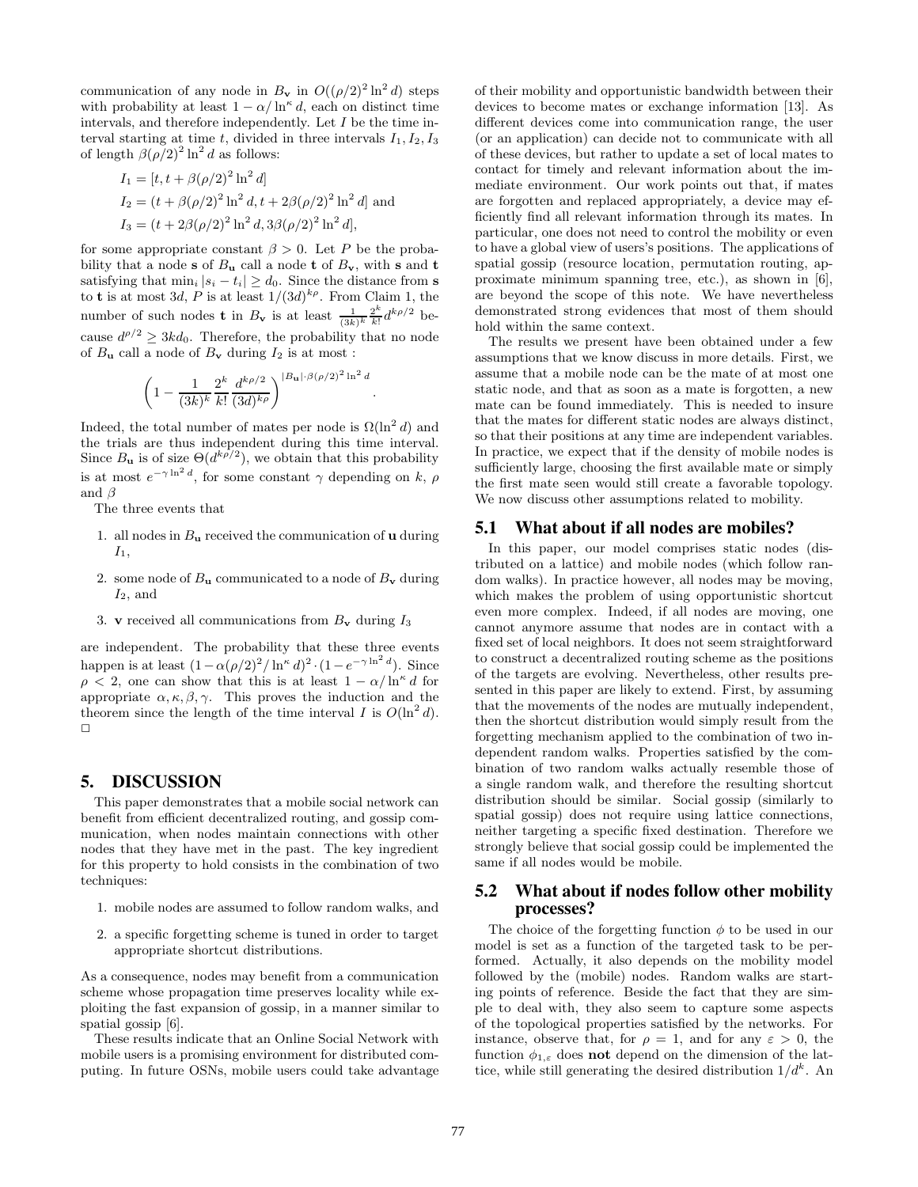communication of any node in $B_{\mathbf{v}}$ in $O((\rho/2)^2 \ln^2 d)$ steps with probability at least $1 - \alpha/\ln^\kappa d$, each on distinct time intervals, and therefore independently. Let $I$ be the time interval starting at time $t$, divided in three intervals $I_1, I_2, I_3$ of length $\beta(\rho/2)^2 \ln^2 d$ as follows:

$$I_1 = [t, t + \beta(\rho/2)^2 \ln^2 d]$$
$$I_2 = (t + \beta(\rho/2)^2 \ln^2 d, t + 2\beta(\rho/2)^2 \ln^2 d] \text{ and}$$
$$I_3 = (t + 2\beta(\rho/2)^2 \ln^2 d, 3\beta(\rho/2)^2 \ln^2 d],$$

for some appropriate constant $\beta > 0$. Let $P$ be the probability that a node $\mathbf{s}$ of $B_{\mathbf{u}}$ call a node $\mathbf{t}$ of $B_{\mathbf{v}}$, with $\mathbf{s}$ and $\mathbf{t}$ satisfying that $\min_i |s_i - t_i| \geq d_0$. Since the distance from $\mathbf{s}$ to $\mathbf{t}$ is at most $3d$, $P$ is at least $1/(3d)^{k\rho}$. From Claim 1, the number of such nodes $\mathbf{t}$ in $B_{\mathbf{v}}$ is at least $\frac{1}{(3k)^k} \frac{2^k}{k!} d^{k\rho/2}$ because $d^{\rho/2} \geq 3kd_0$. Therefore, the probability that no node of $B_{\mathbf{u}}$ call a node of $B_{\mathbf{v}}$ during $I_2$ is at most :

$$\left(1 - \frac{1}{(3k)^k} \frac{2^k}{k!} \frac{d^{k\rho/2}}{(3d)^{k\rho}}\right)^{|B_{\mathbf{u}}| \cdot \beta(\rho/2)^2 \ln^2 d}.$$

Indeed, the total number of mates per node is $\Omega(\ln^2 d)$ and the trials are thus independent during this time interval. Since $B_{\mathbf{u}}$ is of size $\Theta(d^{k\rho/2})$, we obtain that this probability is at most $e^{-\gamma \ln^2 d}$, for some constant $\gamma$ depending on $k$, $\rho$ and $\beta$

The three events that

1. all nodes in $B_{\mathbf{u}}$ received the communication of $\mathbf{u}$ during $I_1$,
2. some node of $B_{\mathbf{u}}$ communicated to a node of $B_{\mathbf{v}}$ during $I_2$, and
3. $\mathbf{v}$ received all communications from $B_{\mathbf{v}}$ during $I_3$

are independent. The probability that these three events happen is at least $(1 - \alpha(\rho/2)^2/\ln^\kappa d)^2 \cdot (1 - e^{-\gamma \ln^2 d})$. Since $\rho < 2$, one can show that this is at least $1 - \alpha/\ln^\kappa d$ for appropriate $\alpha, \kappa, \beta, \gamma$. This proves the induction and the theorem since the length of the time interval $I$ is $O(\ln^2 d)$. □

# 5. DISCUSSION

This paper demonstrates that a mobile social network can benefit from efficient decentralized routing, and gossip communication, when nodes maintain connections with other nodes that they have met in the past. The key ingredient for this property to hold consists in the combination of two techniques:

1. mobile nodes are assumed to follow random walks, and
2. a specific forgetting scheme is tuned in order to target appropriate shortcut distributions.

As a consequence, nodes may benefit from a communication scheme whose propagation time preserves locality while exploiting the fast expansion of gossip, in a manner similar to spatial gossip [6].

These results indicate that an Online Social Network with mobile users is a promising environment for distributed computing. In future OSNs, mobile users could take advantage of their mobility and opportunistic bandwidth between their devices to become mates or exchange information [13]. As different devices come into communication range, the user (or an application) can decide not to communicate with all of these devices, but rather to update a set of local mates to contact for timely and relevant information about the immediate environment. Our work points out that, if mates are forgotten and replaced appropriately, a device may efficiently find all relevant information through its mates. In particular, one does not need to control the mobility or even to have a global view of users's positions. The applications of spatial gossip (resource location, permutation routing, approximate minimum spanning tree, etc.), as shown in [6], are beyond the scope of this note. We have nevertheless demonstrated strong evidences that most of them should hold within the same context.

The results that we present have been obtained under a few assumptions that we know discuss in more details. First, we assume that a mobile node can be the mate of at most one static node, and that as soon as a mate is forgotten, a new mate can be found immediately. This is needed to insure that the mates for different static nodes are always distinct, so that their positions at any time are independent variables. In practice, we expect that if the density of mobile nodes is sufficiently large, choosing the first available mate or simply the first mate seen would still create a favorable topology. We now discuss other assumptions related to mobility.

## 5.1 What about if all nodes are mobiles?

In this paper, our model comprises static nodes (distributed on a lattice) and mobile nodes (which follow random walks). In practice however, all nodes may be moving, which makes the problem of using opportunistic shortcut even more complex. Indeed, if all nodes are moving, one cannot anymore assume that nodes are in contact with a fixed set of local neighbors. It does not seem straightforward to construct a decentralized routing scheme as the positions of the targets are evolving. Nevertheless, other results presented in this paper are likely to extend. First, by assuming that the movements of the nodes are mutually independent, then the shortcut distribution would simply result from the forgetting mechanism applied to the combination of two independent random walks. Properties satisfied by the combination of two random walks actually resemble those of a single random walk, and therefore the resulting shortcut distribution should be similar. Social gossip (similarly to spatial gossip) does not require using lattice connections, neither targeting a specific fixed destination. Therefore we strongly believe that social gossip could be implemented the same if all nodes would be mobile.

## 5.2 What about if nodes follow other mobility processes?

The choice of the forgetting function $\phi$ to be used in our model is set as a function of the targeted task to be performed. Actually, it also depends on the mobility model followed by the (mobile) nodes. Random walks are starting points of reference. Beside the fact that they are simple to deal with, they also seem to capture some aspects of the topological properties satisfied by the networks. For instance, observe that, for $\rho = 1$, and for any $\varepsilon > 0$, the function $\phi_{1,\varepsilon}$ does **not** depend on the dimension of the lattice, while still generating the desired distribution $1/d^k$. An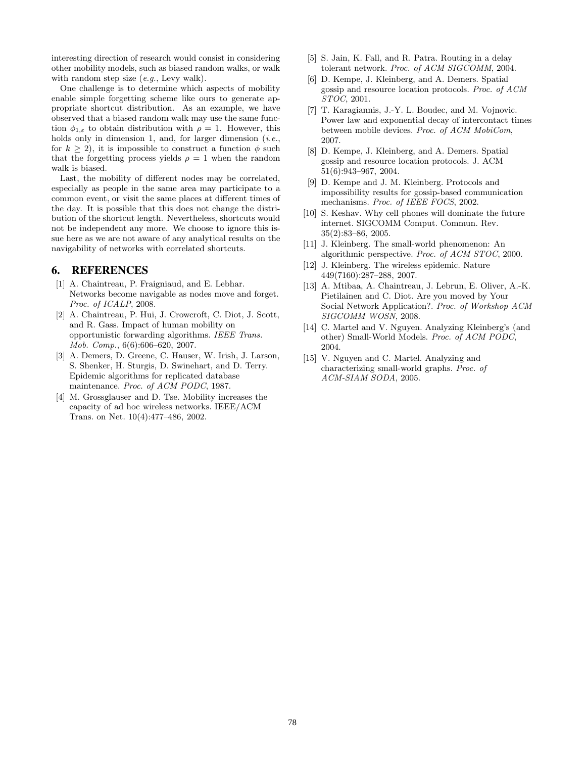interesting direction of research would consist in considering other mobility models, such as biased random walks, or walk with random step size (*e.g.*, Levy walk).

One challenge is to determine which aspects of mobility enable simple forgetting scheme like ours to generate appropriate shortcut distribution. As an example, we have observed that a biased random walk may use the same function $\phi_{1,\varepsilon}$ to obtain distribution with $\rho = 1$. However, this holds only in dimension 1, and, for larger dimension (*i.e.*, for $k \geq 2$), it is impossible to construct a function $\phi$ such that the forgetting process yields $\rho = 1$ when the random walk is biased.

Last, the mobility of different nodes may be correlated, especially as people in the same area may participate to a common event, or visit the same places at different times of the day. It is possible that this does not change the distribution of the shortcut length. Nevertheless, shortcuts would not be independent any more. We choose to ignore this issue here as we are not aware of any analytical results on the navigability of networks with correlated shortcuts.

# 6. REFERENCES

[1] A. Chaintreau, P. Fraigniaud, and E. Lebhar. Networks become navigable as nodes move and forget. *Proc. of ICALP*, 2008.

[2] A. Chaintreau, P. Hui, J. Crowcroft, C. Diot, J. Scott, and R. Gass. Impact of human mobility on opportunistic forwarding algorithms. *IEEE Trans. Mob. Comp.*, 6(6):606–620, 2007.

[3] A. Demers, D. Greene, C. Hauser, W. Irish, J. Larson, S. Shenker, H. Sturgis, D. Swinehart, and D. Terry. Epidemic algorithms for replicated database maintenance. *Proc. of ACM PODC*, 1987.

[4] M. Grossglauser and D. Tse. Mobility increases the capacity of ad hoc wireless networks. IEEE/ACM Trans. on Net. 10(4):477–486, 2002.

[5] S. Jain, K. Fall, and R. Patra. Routing in a delay tolerant network. *Proc. of ACM SIGCOMM*, 2004.

[6] D. Kempe, J. Kleinberg, and A. Demers. Spatial gossip and resource location protocols. *Proc. of ACM STOC*, 2001.

[7] T. Karagiannis, J.-Y. L. Boudec, and M. Vojnovic. Power law and exponential decay of intercontact times between mobile devices. *Proc. of ACM MobiCom*, 2007.

[8] D. Kempe, J. Kleinberg, and A. Demers. Spatial gossip and resource location protocols. J. ACM 51(6):943–967, 2004.

[9] D. Kempe and J. M. Kleinberg. Protocols and impossibility results for gossip-based communication mechanisms. *Proc. of IEEE FOCS*, 2002.

[10] S. Keshav. Why cell phones will dominate the future internet. SIGCOMM Comput. Commun. Rev. 35(2):83–86, 2005.

[11] J. Kleinberg. The small-world phenomenon: An algorithmic perspective. *Proc. of ACM STOC*, 2000.

[12] J. Kleinberg. The wireless epidemic. Nature 449(7160):287–288, 2007.

[13] A. Mtibaa, A. Chaintreau, J. Lebrun, E. Oliver, A.-K. Pietilainen and C. Diot. Are you moved by Your Social Network Application?. *Proc. of Workshop ACM SIGCOMM WOSN*, 2008.

[14] C. Martel and V. Nguyen. Analyzing Kleinberg's (and other) Small-World Models. *Proc. of ACM PODC*, 2004.

[15] V. Nguyen and C. Martel. Analyzing and characterizing small-world graphs. *Proc. of ACM-SIAM SODA*, 2005.